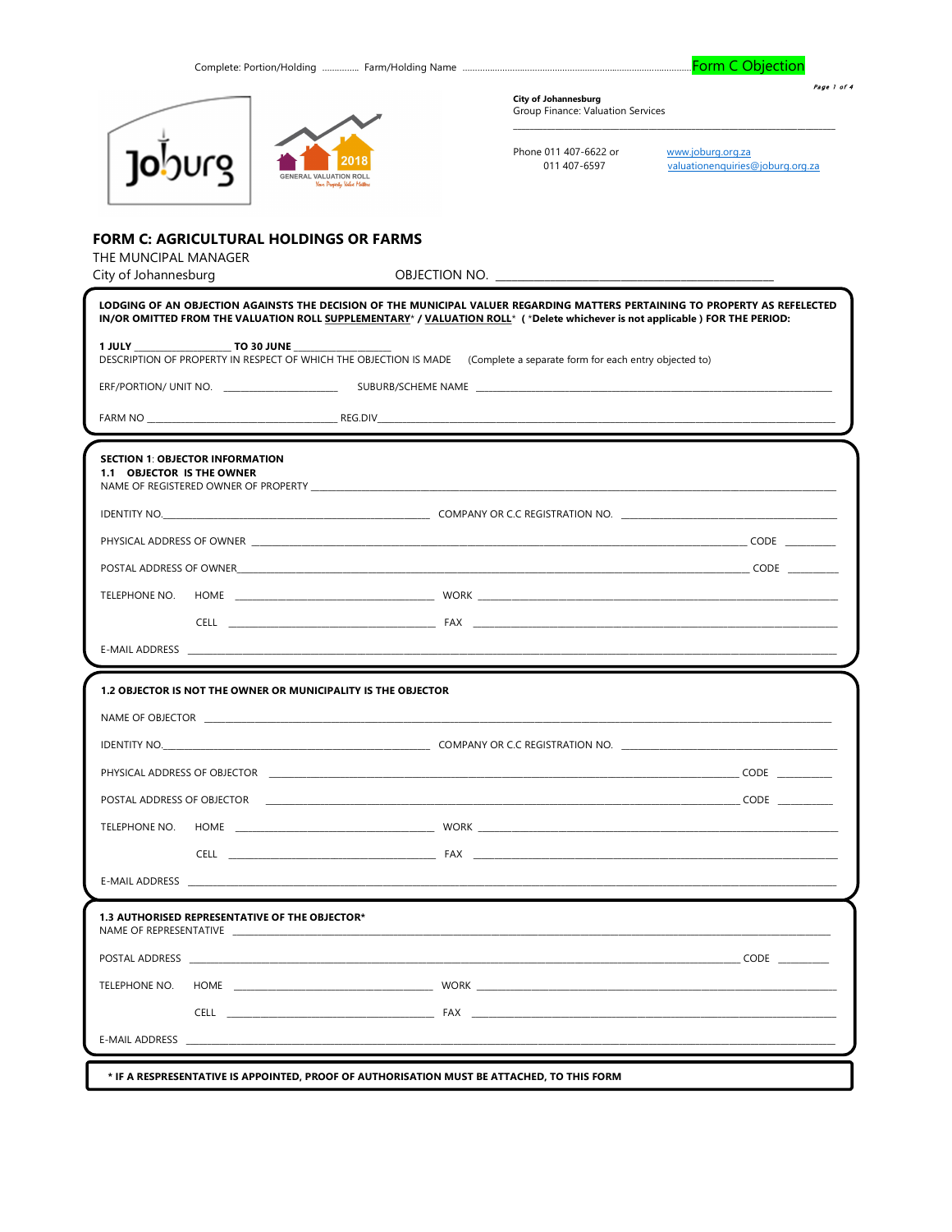Complete: Portion/Holding .............. Farm/Holding Name .............................................................................................. Form C Objection

**City of Johannesburg**
Group Finance: Valuation Services

Phone 011 407-6622 or 011 407-6597

www.joburg.org.za
valuationenquiries@joburg.org.za

## FORM C: AGRICULTURAL HOLDINGS OR FARMS

THE MUNCIPAL MANAGER
City of Johannesburg

OBJECTION NO. ____________________________________________

**LODGING OF AN OBJECTION AGAINSTS THE DECISION OF THE MUNICIPAL VALUER REGARDING MATTERS PERTAINING TO PROPERTY AS REFELECTED IN/OR OMITTED FROM THE VALUATION ROLL SUPPLEMENTARY* / VALUATION ROLL* ( *Delete whichever is not applicable ) FOR THE PERIOD:**

**1 JULY** __________________ **TO 30 JUNE** __________________
DESCRIPTION OF PROPERTY IN RESPECT OF WHICH THE OBJECTION IS MADE (Complete a separate form for each entry objected to)

ERF/PORTION/ UNIT NO. ______________________ SUBURB/SCHEME NAME ____________________________________________

FARM NO ______________________________________ REG.DIV____________________________________________

**SECTION 1: OBJECTOR INFORMATION**
**1.1 OBJECTOR IS THE OWNER**
NAME OF REGISTERED OWNER OF PROPERTY ____________________________________________

IDENTITY NO.______________________________________ COMPANY OR C.C REGISTRATION NO. ______________________________

PHYSICAL ADDRESS OF OWNER ____________________________________________ CODE _________

POSTAL ADDRESS OF OWNER____________________________________________ CODE _________

TELEPHONE NO. HOME ______________________________ WORK ______________________________

CELL ______________________________ FAX ______________________________

E-MAIL ADDRESS ____________________________________________

**1.2 OBJECTOR IS NOT THE OWNER OR MUNICIPALITY IS THE OBJECTOR**

NAME OF OBJECTOR ____________________________________________

IDENTITY NO.______________________________________ COMPANY OR C.C REGISTRATION NO. ______________________________

PHYSICAL ADDRESS OF OBJECTOR ____________________________________________ CODE _________

POSTAL ADDRESS OF OBJECTOR ____________________________________________ CODE _________

TELEPHONE NO. HOME ______________________________ WORK ______________________________

CELL ______________________________ FAX ______________________________

E-MAIL ADDRESS ____________________________________________

**1.3 AUTHORISED REPRESENTATIVE OF THE OBJECTOR***
NAME OF REPRESENTATIVE ____________________________________________

POSTAL ADDRESS ____________________________________________ CODE _________

TELEPHONE NO. HOME ______________________________ WORK ______________________________

CELL ______________________________ FAX ______________________________

E-MAIL ADDRESS ____________________________________________

**\* IF A RESPRESENTATIVE IS APPOINTED, PROOF OF AUTHORISATION MUST BE ATTACHED, TO THIS FORM**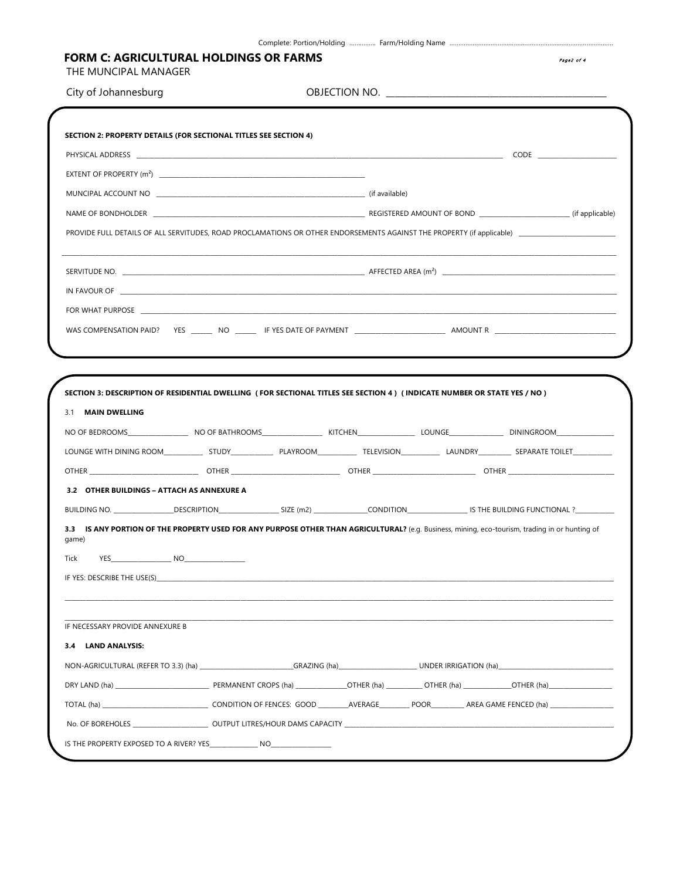Complete: Portion/Holding ............... Farm/Holding Name .............................................................................................

## FORM C: AGRICULTURAL HOLDINGS OR FARMS

THE MUNCIPAL MANAGER

City of Johannesburg

OBJECTION NO. ____________________________________________________

**SECTION 2: PROPERTY DETAILS (FOR SECTIONAL TITLES SEE SECTION 4)**

PHYSICAL ADDRESS ________________________________________________________________ CODE ______________

EXTENT OF PROPERTY ($m^2$) ________________________________________

MUNCIPAL ACCOUNT NO ________________________________________ (if available)

NAME OF BONDHOLDER ________________________________________ REGISTERED AMOUNT OF BOND ________________ (if applicable)

PROVIDE FULL DETAILS OF ALL SERVITUDES, ROAD PROCLAMATIONS OR OTHER ENDORSEMENTS AGAINST THE PROPERTY (if applicable) __________________

________________________________________________________________________________________________

SERVITUDE NO. ________________________________________ AFFECTED AREA ($m^2$) ________________________________

IN FAVOUR OF ________________________________________________________________________________

FOR WHAT PURPOSE ____________________________________________________________________________

WAS COMPENSATION PAID? YES ______ NO ______ IF YES DATE OF PAYMENT ________________ AMOUNT R ________________________

**SECTION 3: DESCRIPTION OF RESIDENTIAL DWELLING ( FOR SECTIONAL TITLES SEE SECTION 4 ) ( INDICATE NUMBER OR STATE YES / NO )**

3.1 **MAIN DWELLING**

NO OF BEDROOMS____________ NO OF BATHROOMS____________ KITCHEN____________ LOUNGE____________ DININGROOM____________

LOUNGE WITH DINING ROOM__________ STUDY__________ PLAYROOM__________ TELEVISION__________ LAUNDRY_________ SEPARATE TOILET__________

OTHER ______________________ OTHER ______________________ OTHER ______________________ OTHER ______________________

**3.2 OTHER BUILDINGS – ATTACH AS ANNEXURE A**

BUILDING NO. ____________DESCRIPTION____________ SIZE (m2) ____________CONDITION____________ IS THE BUILDING FUNCTIONAL ?__________

**3.3 IS ANY PORTION OF THE PROPERTY USED FOR ANY PURPOSE OTHER THAN AGRICULTURAL?** (e.g. Business, mining, eco-tourism, trading in or hunting of game)

Tick YES______________ NO______________

IF YES: DESCRIBE THE USE(S)____________________________________________________________________________

________________________________________________________________________________________________

________________________________________________________________________________________________

IF NECESSARY PROVIDE ANNEXURE B

**3.4 LAND ANALYSIS:**

NON-AGRICULTURAL (REFER TO 3.3) (ha) ____________________GRAZING (ha)________________ UNDER IRRIGATION (ha)________________________

DRY LAND (ha) ____________________ PERMANENT CROPS (ha) ____________OTHER (ha) __________ OTHER (ha) ____________OTHER (ha)______________

TOTAL (ha) ______________________ CONDITION OF FENCES: GOOD ________AVERAGE________ POOR_________ AREA GAME FENCED (ha) ______________

No. OF BOREHOLES ________________ OUTPUT LITRES/HOUR DAMS CAPACITY ______________________________________________________

IS THE PROPERTY EXPOSED TO A RIVER? YES____________ NO______________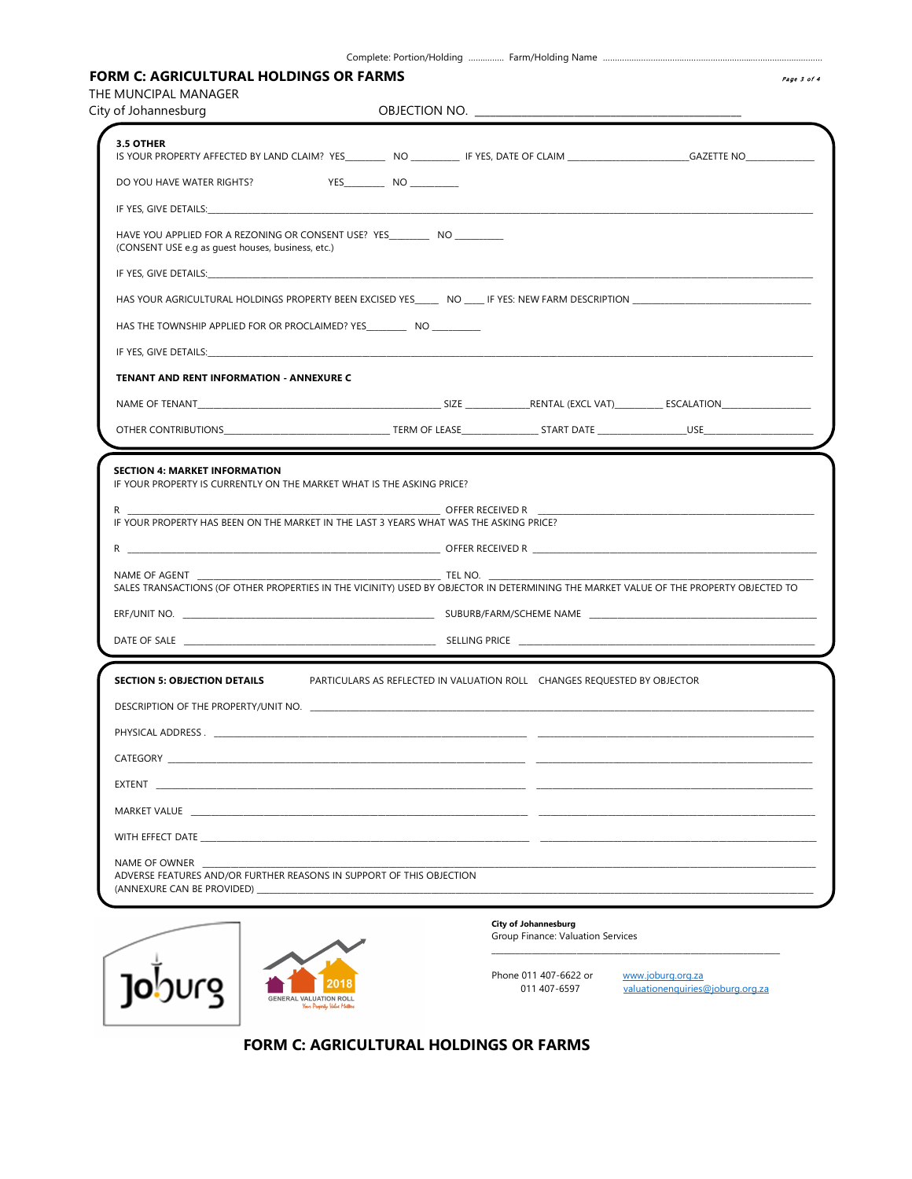Complete: Portion/Holding .............. Farm/Holding Name ..........................................................................................

# FORM C: AGRICULTURAL HOLDINGS OR FARMS

THE MUNCIPAL MANAGER
City of Johannesburg

OBJECTION NO. ____________________________________________

**3.5 OTHER**

IS YOUR PROPERTY AFFECTED BY LAND CLAIM? YES________ NO _________ IF YES, DATE OF CLAIM _______________________GAZETTE NO_____________

DO YOU HAVE WATER RIGHTS? YES________ NO _________

IF YES, GIVE DETAILS:______________________________________________________________________________________________________

HAVE YOU APPLIED FOR A REZONING OR CONSENT USE? YES________ NO _________
(CONSENT USE e.g as guest houses, business, etc.)

IF YES, GIVE DETAILS:______________________________________________________________________________________________________

HAS YOUR AGRICULTURAL HOLDINGS PROPERTY BEEN EXCISED YES_____ NO ____ IF YES: NEW FARM DESCRIPTION ___________________________________

HAS THE TOWNSHIP APPLIED FOR OR PROCLAIMED? YES________ NO _________

IF YES, GIVE DETAILS:______________________________________________________________________________________________________

**TENANT AND RENT INFORMATION - ANNEXURE C**

NAME OF TENANT_______________________________________________ SIZE ____________RENTAL (EXCL VAT)_________ ESCALATION_________________

OTHER CONTRIBUTIONS_______________________________ TERM OF LEASE______________ START DATE ________________USE_____________________

**SECTION 4: MARKET INFORMATION**

IF YOUR PROPERTY IS CURRENTLY ON THE MARKET WHAT IS THE ASKING PRICE?

R ____________________________________________________________ OFFER RECEIVED R ____________________________________________________

IF YOUR PROPERTY HAS BEEN ON THE MARKET IN THE LAST 3 YEARS WHAT WAS THE ASKING PRICE?

R ____________________________________________________________ OFFER RECEIVED R ____________________________________________________

NAME OF AGENT _______________________________________________ TEL NO. ____________________________________________________________

SALES TRANSACTIONS (OF OTHER PROPERTIES IN THE VICINITY) USED BY OBJECTOR IN DETERMINING THE MARKET VALUE OF THE PROPERTY OBJECTED TO

ERF/UNIT NO. _______________________________________________ SUBURB/FARM/SCHEME NAME ___________________________________________

DATE OF SALE _______________________________________________ SELLING PRICE _______________________________________________________

**SECTION 5: OBJECTION DETAILS**

| | PARTICULARS AS REFLECTED IN VALUATION ROLL | CHANGES REQUESTED BY OBJECTOR |
|---|---|---|
| DESCRIPTION OF THE PROPERTY/UNIT NO. | | |
| PHYSICAL ADDRESS . | | |
| CATEGORY | | |
| EXTENT | | |
| MARKET VALUE | | |
| WITH EFFECT DATE | | |
| NAME OF OWNER | | |

ADVERSE FEATURES AND/OR FURTHER REASONS IN SUPPORT OF THIS OBJECTION
(ANNEXURE CAN BE PROVIDED) ________________________________________________________________________________________________

Joburg

2018 GENERAL VALUATION ROLL
*Your Property Value Matters*

**City of Johannesburg**
Group Finance: Valuation Services

Phone 011 407-6622 or 011 407-6597

www.joburg.org.za
valuationenquiries@joburg.org.za

**FORM C: AGRICULTURAL HOLDINGS OR FARMS**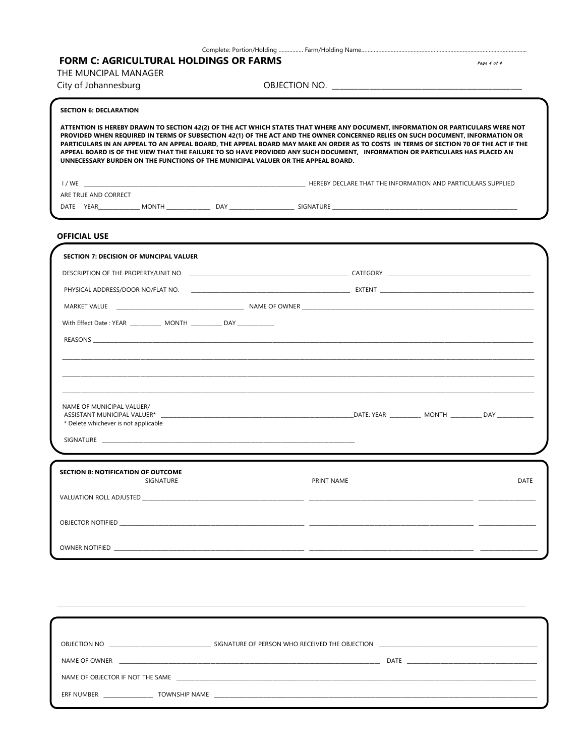Complete: Portion/Holding ............... Farm/Holding Name...........................................................................................................

## FORM C: AGRICULTURAL HOLDINGS OR FARMS

THE MUNCIPAL MANAGER

City of Johannesburg

OBJECTION NO. ________________________________________________

**SECTION 6: DECLARATION**

**ATTENTION IS HEREBY DRAWN TO SECTION 42(2) OF THE ACT WHICH STATES THAT WHERE ANY DOCUMENT, INFORMATION OR PARTICULARS WERE NOT PROVIDED WHEN REQUIRED IN TERMS OF SUBSECTION 42(1) OF THE ACT AND THE OWNER CONCERNED RELIES ON SUCH DOCUMENT, INFORMATION OR PARTICULARS IN AN APPEAL TO AN APPEAL BOARD, THE APPEAL BOARD MAY MAKE AN ORDER AS TO COSTS IN TERMS OF SECTION 70 OF THE ACT IF THE APPEAL BOARD IS OF THE VIEW THAT THE FAILURE TO SO HAVE PROVIDED ANY SUCH DOCUMENT, INFORMATION OR PARTICULARS HAS PLACED AN UNNECESSARY BURDEN ON THE FUNCTIONS OF THE MUNICIPAL VALUER OR THE APPEAL BOARD.**

I / WE ______________________________________________________________ HEREBY DECLARE THAT THE INFORMATION AND PARTICULARS SUPPLIED ARE TRUE AND CORRECT

DATE YEAR____________ MONTH ____________ DAY ________________ SIGNATURE ________________________________________________

### OFFICIAL USE

**SECTION 7: DECISION OF MUNCIPAL VALUER**

DESCRIPTION OF THE PROPERTY/UNIT NO. ____________________________________ CATEGORY ______________________________

PHYSICAL ADDRESS/DOOR NO/FLAT NO. ____________________________________ EXTENT ______________________________

MARKET VALUE ______________________________ NAME OF OWNER ________________________________________________

With Effect Date : YEAR __________ MONTH __________ DAY ___________

REASONS ________________________________________________________________________________________________

________________________________________________________________________________________________

________________________________________________________________________________________________

________________________________________________________________________________________________

NAME OF MUNICIPAL VALUER/
ASSISTANT MUNICIPAL VALUER* ______________________________________________ DATE: YEAR __________ MONTH __________ DAY ___________
\* Delete whichever is not applicable

SIGNATURE ______________________________________________________

**SECTION 8: NOTIFICATION OF OUTCOME**

| | SIGNATURE | PRINT NAME | DATE |
|---|---|---|---|
| VALUATION ROLL ADJUSTED | ______________________ | ______________________ | __________ |
| OBJECTOR NOTIFIED | ______________________ | ______________________ | __________ |
| OWNER NOTIFIED | ______________________ | ______________________ | __________ |

________________________________________________________________________________________________

OBJECTION NO ____________________ SIGNATURE OF PERSON WHO RECEIVED THE OBJECTION ______________________________

NAME OF OWNER ______________________________________________________ DATE ______________________________

NAME OF OBJECTOR IF NOT THE SAME ________________________________________________________________________

ERF NUMBER ______________ TOWNSHIP NAME ________________________________________________________________